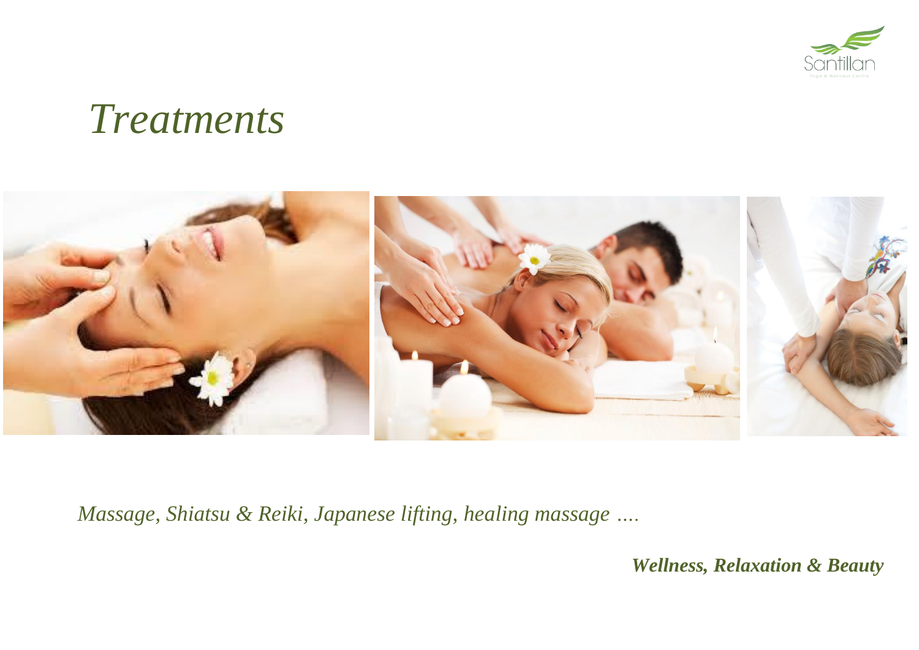# *Treatments*

*Massage, Shiatsu & Reiki, Japanese lifting, healing massage ….*

***Wellness, Relaxation & Beauty***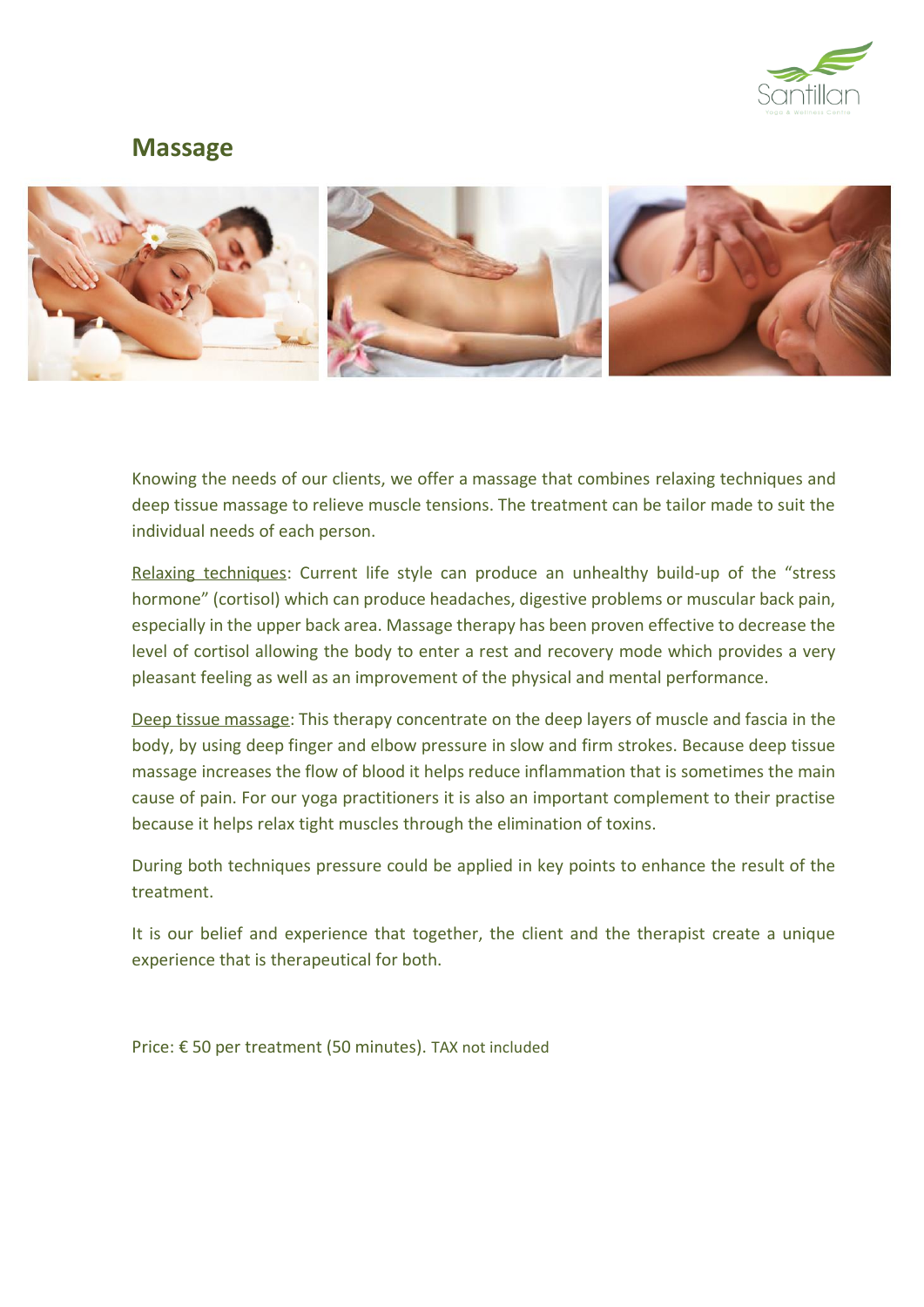## Massage

Knowing the needs of our clients, we offer a massage that combines relaxing techniques and deep tissue massage to relieve muscle tensions. The treatment can be tailor made to suit the individual needs of each person.

Relaxing techniques: Current life style can produce an unhealthy build-up of the "stress hormone" (cortisol) which can produce headaches, digestive problems or muscular back pain, especially in the upper back area. Massage therapy has been proven effective to decrease the level of cortisol allowing the body to enter a rest and recovery mode which provides a very pleasant feeling as well as an improvement of the physical and mental performance.

Deep tissue massage: This therapy concentrate on the deep layers of muscle and fascia in the body, by using deep finger and elbow pressure in slow and firm strokes. Because deep tissue massage increases the flow of blood it helps reduce inflammation that is sometimes the main cause of pain. For our yoga practitioners it is also an important complement to their practise because it helps relax tight muscles through the elimination of toxins.

During both techniques pressure could be applied in key points to enhance the result of the treatment.

It is our belief and experience that together, the client and the therapist create a unique experience that is therapeutical for both.

Price: € 50 per treatment (50 minutes). TAX not included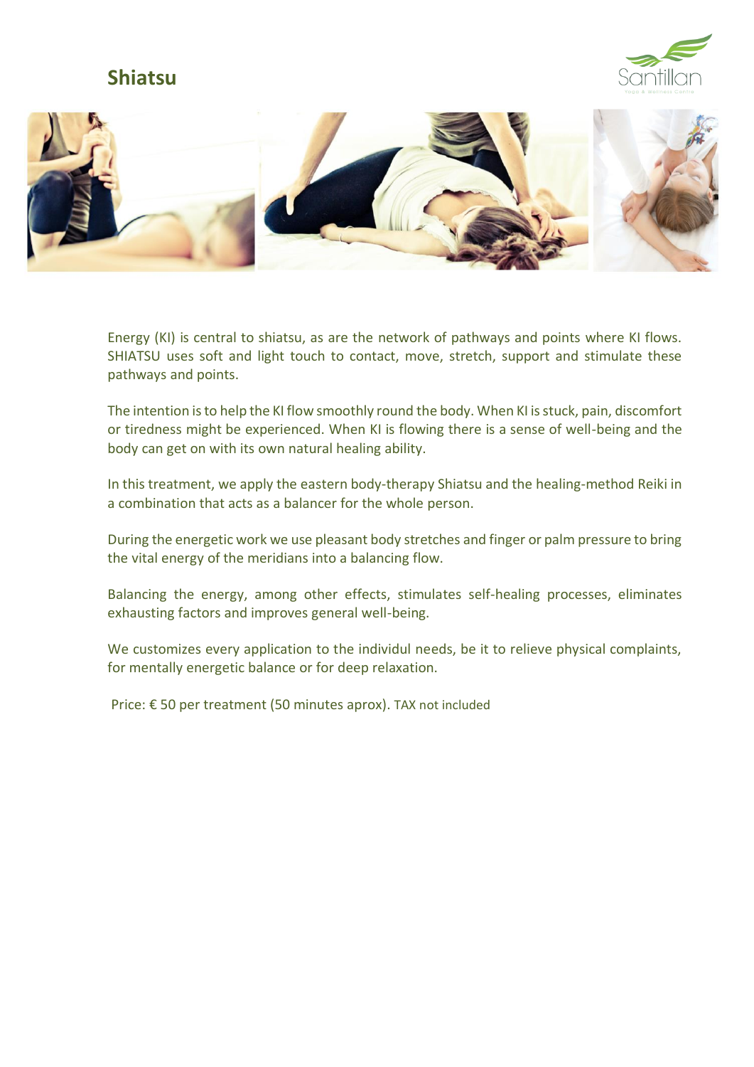# Shiatsu

Energy (KI) is central to shiatsu, as are the network of pathways and points where KI flows. SHIATSU uses soft and light touch to contact, move, stretch, support and stimulate these pathways and points.

The intention is to help the KI flow smoothly round the body. When KI is stuck, pain, discomfort or tiredness might be experienced. When KI is flowing there is a sense of well-being and the body can get on with its own natural healing ability.

In this treatment, we apply the eastern body-therapy Shiatsu and the healing-method Reiki in a combination that acts as a balancer for the whole person.

During the energetic work we use pleasant body stretches and finger or palm pressure to bring the vital energy of the meridians into a balancing flow.

Balancing the energy, among other effects, stimulates self-healing processes, eliminates exhausting factors and improves general well-being.

We customizes every application to the individul needs, be it to relieve physical complaints, for mentally energetic balance or for deep relaxation.

Price: € 50 per treatment (50 minutes aprox). TAX not included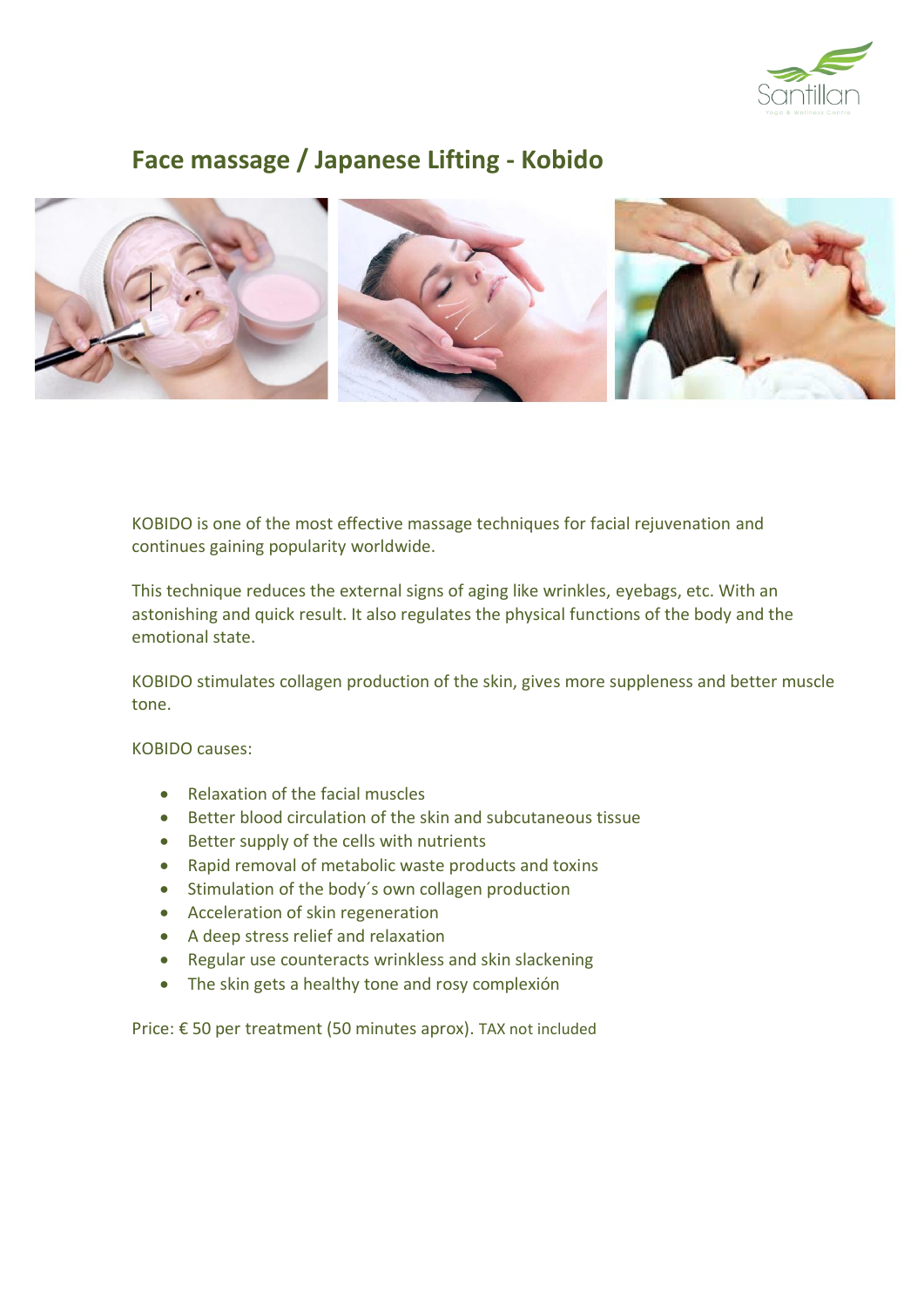# Face massage / Japanese Lifting - Kobido

KOBIDO is one of the most effective massage techniques for facial rejuvenation and continues gaining popularity worldwide.

This technique reduces the external signs of aging like wrinkles, eyebags, etc. With an astonishing and quick result. It also regulates the physical functions of the body and the emotional state.

KOBIDO stimulates collagen production of the skin, gives more suppleness and better muscle tone.

KOBIDO causes:

- Relaxation of the facial muscles
- Better blood circulation of the skin and subcutaneous tissue
- Better supply of the cells with nutrients
- Rapid removal of metabolic waste products and toxins
- Stimulation of the body´s own collagen production
- Acceleration of skin regeneration
- A deep stress relief and relaxation
- Regular use counteracts wrinkless and skin slackening
- The skin gets a healthy tone and rosy complexión

Price: € 50 per treatment (50 minutes aprox). TAX not included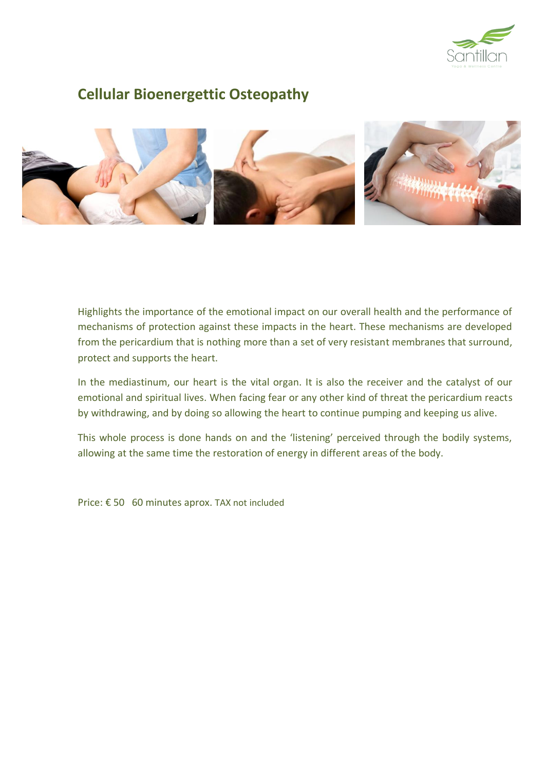# Cellular Bioenergettic Osteopathy

Highlights the importance of the emotional impact on our overall health and the performance of mechanisms of protection against these impacts in the heart. These mechanisms are developed from the pericardium that is nothing more than a set of very resistant membranes that surround, protect and supports the heart.

In the mediastinum, our heart is the vital organ. It is also the receiver and the catalyst of our emotional and spiritual lives. When facing fear or any other kind of threat the pericardium reacts by withdrawing, and by doing so allowing the heart to continue pumping and keeping us alive.

This whole process is done hands on and the 'listening' perceived through the bodily systems, allowing at the same time the restoration of energy in different areas of the body.

Price: € 50 60 minutes aprox. TAX not included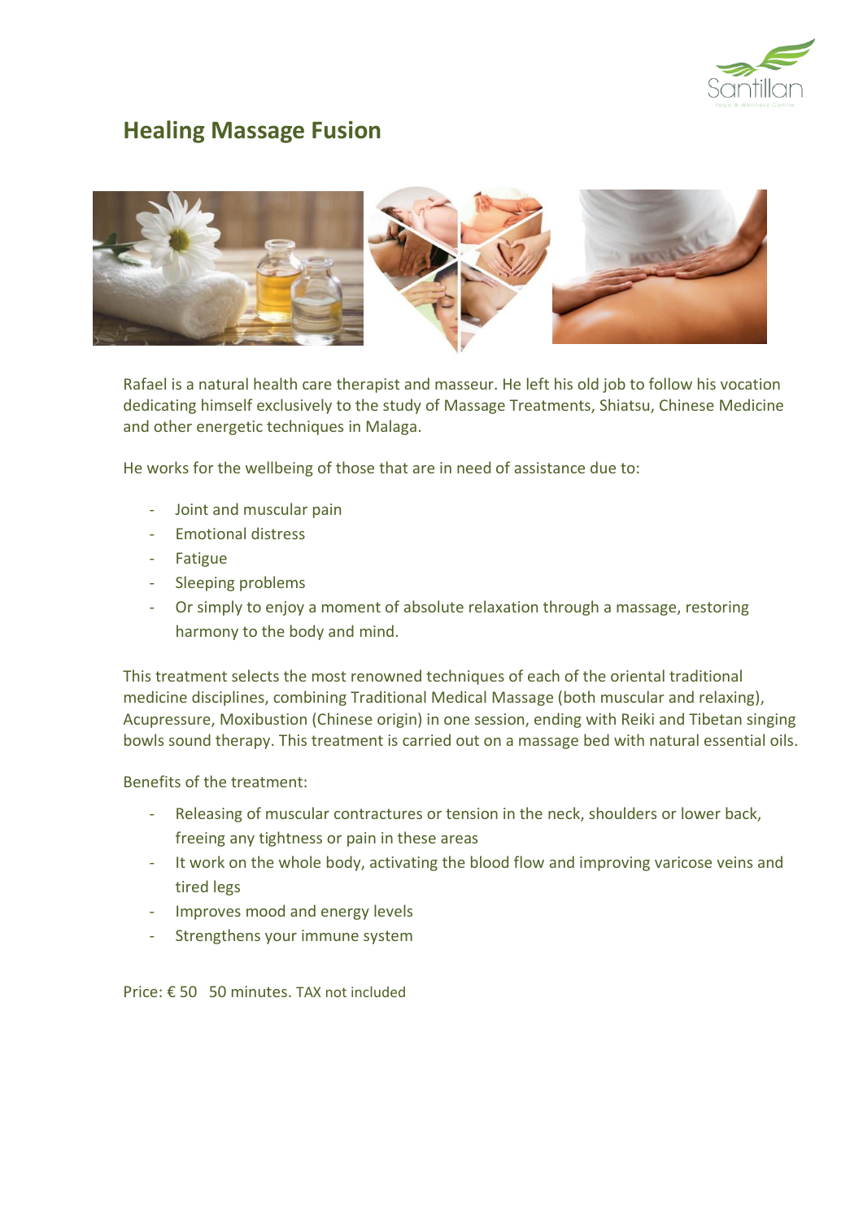# Healing Massage Fusion

Rafael is a natural health care therapist and masseur. He left his old job to follow his vocation dedicating himself exclusively to the study of Massage Treatments, Shiatsu, Chinese Medicine and other energetic techniques in Malaga.

He works for the wellbeing of those that are in need of assistance due to:

- Joint and muscular pain
- Emotional distress
- Fatigue
- Sleeping problems
- Or simply to enjoy a moment of absolute relaxation through a massage, restoring harmony to the body and mind.

This treatment selects the most renowned techniques of each of the oriental traditional medicine disciplines, combining Traditional Medical Massage (both muscular and relaxing), Acupressure, Moxibustion (Chinese origin) in one session, ending with Reiki and Tibetan singing bowls sound therapy. This treatment is carried out on a massage bed with natural essential oils.

Benefits of the treatment:

- Releasing of muscular contractures or tension in the neck, shoulders or lower back, freeing any tightness or pain in these areas
- It work on the whole body, activating the blood flow and improving varicose veins and tired legs
- Improves mood and energy levels
- Strengthens your immune system

Price: € 50   50 minutes. TAX not included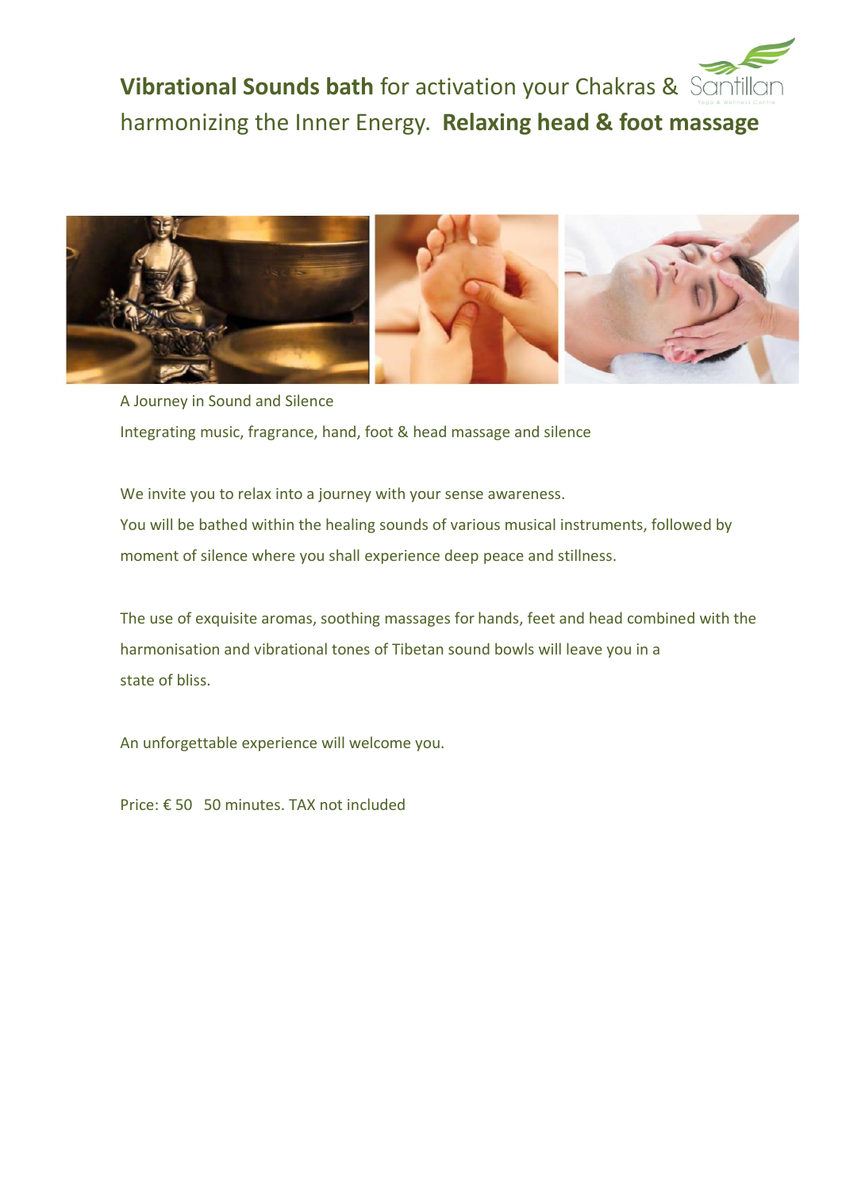# **Vibrational Sounds bath** for activation your Chakras & harmonizing the Inner Energy. **Relaxing head & foot massage**

A Journey in Sound and Silence

Integrating music, fragrance, hand, foot & head massage and silence

We invite you to relax into a journey with your sense awareness.

You will be bathed within the healing sounds of various musical instruments, followed by moment of silence where you shall experience deep peace and stillness.

The use of exquisite aromas, soothing massages for hands, feet and head combined with the harmonisation and vibrational tones of Tibetan sound bowls will leave you in a state of bliss.

An unforgettable experience will welcome you.

Price: € 50   50 minutes. TAX not included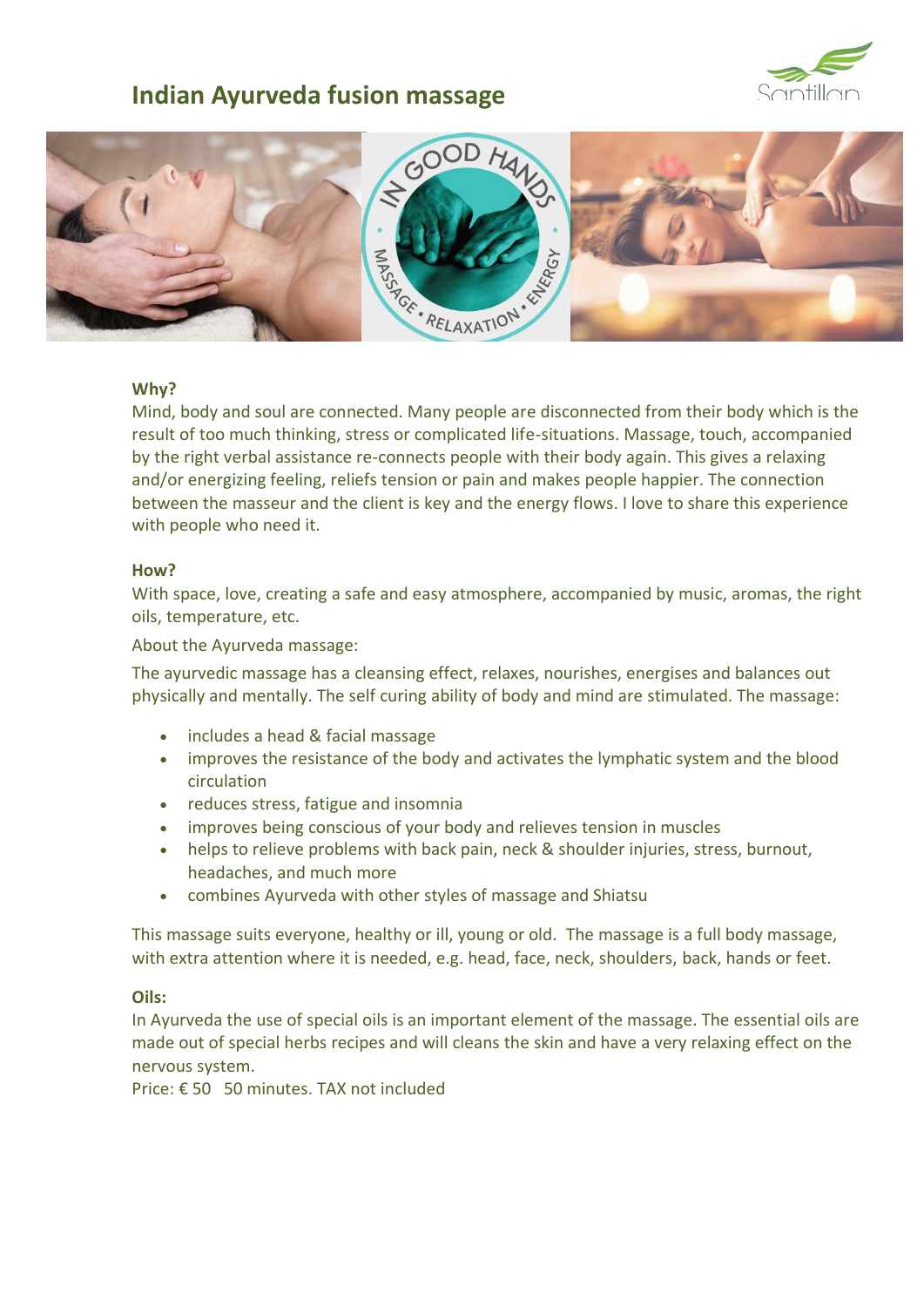# Indian Ayurveda fusion massage

**Why?**
Mind, body and soul are connected. Many people are disconnected from their body which is the result of too much thinking, stress or complicated life-situations. Massage, touch, accompanied by the right verbal assistance re-connects people with their body again. This gives a relaxing and/or energizing feeling, reliefs tension or pain and makes people happier. The connection between the masseur and the client is key and the energy flows. I love to share this experience with people who need it.

**How?**
With space, love, creating a safe and easy atmosphere, accompanied by music, aromas, the right oils, temperature, etc.

About the Ayurveda massage:

The ayurvedic massage has a cleansing effect, relaxes, nourishes, energises and balances out physically and mentally. The self curing ability of body and mind are stimulated. The massage:

- includes a head & facial massage
- improves the resistance of the body and activates the lymphatic system and the blood circulation
- reduces stress, fatigue and insomnia
- improves being conscious of your body and relieves tension in muscles
- helps to relieve problems with back pain, neck & shoulder injuries, stress, burnout, headaches, and much more
- combines Ayurveda with other styles of massage and Shiatsu

This massage suits everyone, healthy or ill, young or old. The massage is a full body massage, with extra attention where it is needed, e.g. head, face, neck, shoulders, back, hands or feet.

**Oils:**
In Ayurveda the use of special oils is an important element of the massage. The essential oils are made out of special herbs recipes and will cleans the skin and have a very relaxing effect on the nervous system.
Price: € 50 50 minutes. TAX not included